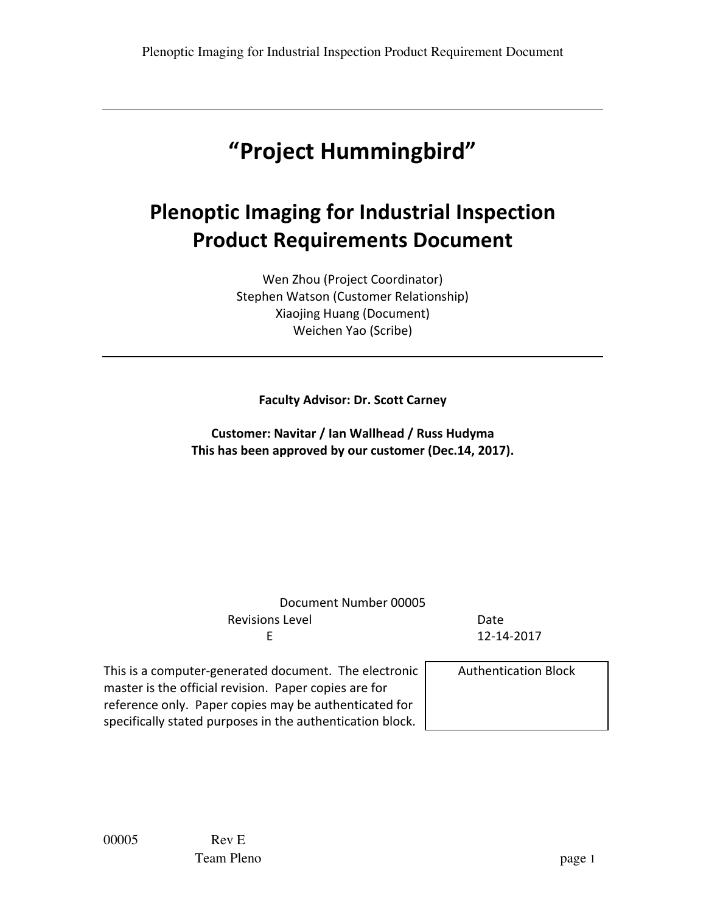# "Project Hummingbird"

# Plenoptic Imaging for Industrial Inspection Product Requirements Document

Wen Zhou (Project Coordinator)
Stephen Watson (Customer Relationship)
Xiaojing Huang (Document)
Weichen Yao (Scribe)

**Faculty Advisor: Dr. Scott Carney**

**Customer: Navitar / Ian Wallhead / Russ Hudyma**
**This has been approved by our customer (Dec.14, 2017).**

Document Number 00005

| Revisions Level | Date |
|---|---|
| E | 12-14-2017 |

| This is a computer-generated document. The electronic master is the official revision. Paper copies are for reference only. Paper copies may be authenticated for specifically stated purposes in the authentication block. | Authentication Block |
|---|---|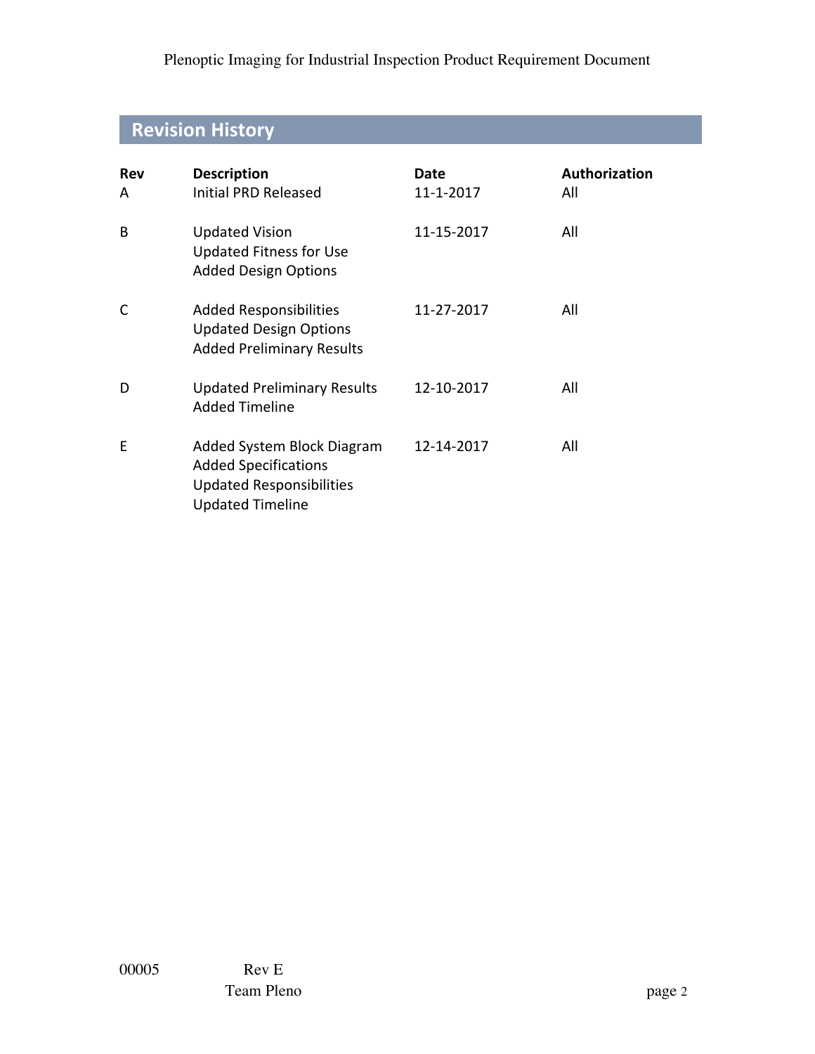## Revision History

| Rev | Description | Date | Authorization |
| --- | --- | --- | --- |
| A | Initial PRD Released | 11-1-2017 | All |
| B | Updated Vision<br>Updated Fitness for Use<br>Added Design Options | 11-15-2017 | All |
| C | Added Responsibilities<br>Updated Design Options<br>Added Preliminary Results | 11-27-2017 | All |
| D | Updated Preliminary Results<br>Added Timeline | 12-10-2017 | All |
| E | Added System Block Diagram<br>Added Specifications<br>Updated Responsibilities<br>Updated Timeline | 12-14-2017 | All |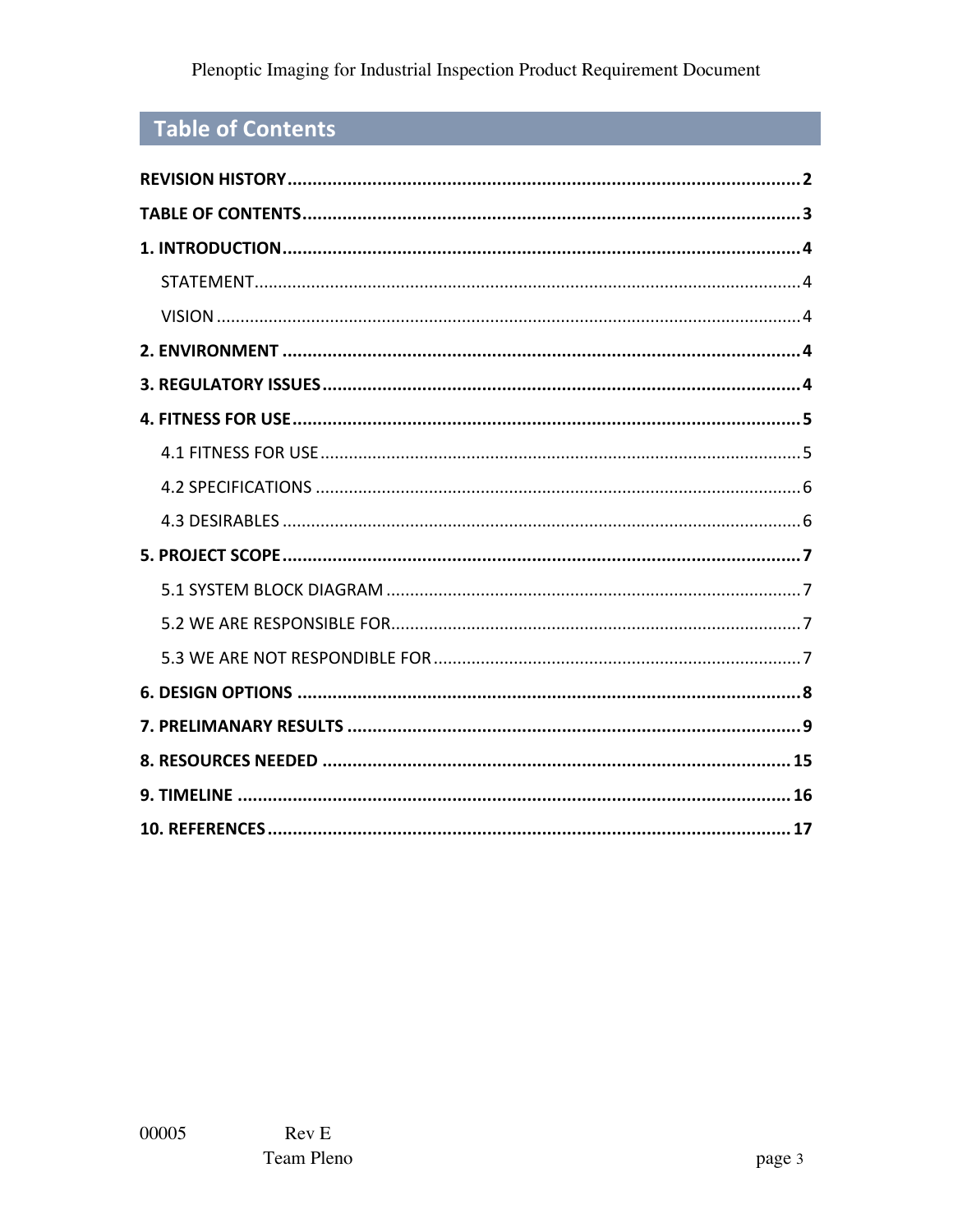## Table of Contents

**REVISION HISTORY** ........................................................ **2**

**TABLE OF CONTENTS** ........................................................ **3**

**1. INTRODUCTION** ........................................................ **4**

- STATEMENT ........................................................ 4
- VISION ........................................................ 4

**2. ENVIRONMENT** ........................................................ **4**

**3. REGULATORY ISSUES** ........................................................ **4**

**4. FITNESS FOR USE** ........................................................ **5**

- 4.1 FITNESS FOR USE ........................................................ 5
- 4.2 SPECIFICATIONS ........................................................ 6
- 4.3 DESIRABLES ........................................................ 6

**5. PROJECT SCOPE** ........................................................ **7**

- 5.1 SYSTEM BLOCK DIAGRAM ........................................................ 7
- 5.2 WE ARE RESPONSIBLE FOR ........................................................ 7
- 5.3 WE ARE NOT RESPONDIBLE FOR ........................................................ 7

**6. DESIGN OPTIONS** ........................................................ **8**

**7. PRELIMANARY RESULTS** ........................................................ **9**

**8. RESOURCES NEEDED** ........................................................ **15**

**9. TIMELINE** ........................................................ **16**

**10. REFERENCES** ........................................................ **17**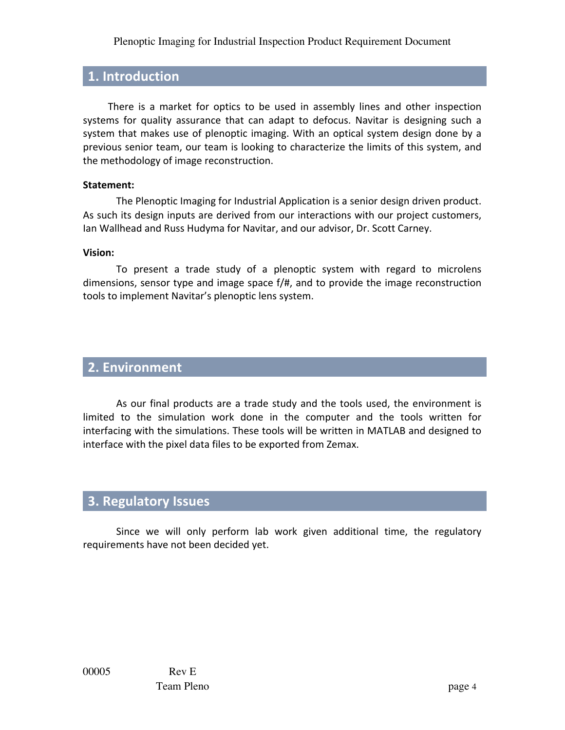## 1. Introduction

There is a market for optics to be used in assembly lines and other inspection systems for quality assurance that can adapt to defocus. Navitar is designing such a system that makes use of plenoptic imaging. With an optical system design done by a previous senior team, our team is looking to characterize the limits of this system, and the methodology of image reconstruction.

**Statement:**

The Plenoptic Imaging for Industrial Application is a senior design driven product. As such its design inputs are derived from our interactions with our project customers, Ian Wallhead and Russ Hudyma for Navitar, and our advisor, Dr. Scott Carney.

**Vision:**

To present a trade study of a plenoptic system with regard to microlens dimensions, sensor type and image space f/#, and to provide the image reconstruction tools to implement Navitar's plenoptic lens system.

## 2. Environment

As our final products are a trade study and the tools used, the environment is limited to the simulation work done in the computer and the tools written for interfacing with the simulations. These tools will be written in MATLAB and designed to interface with the pixel data files to be exported from Zemax.

## 3. Regulatory Issues

Since we will only perform lab work given additional time, the regulatory requirements have not been decided yet.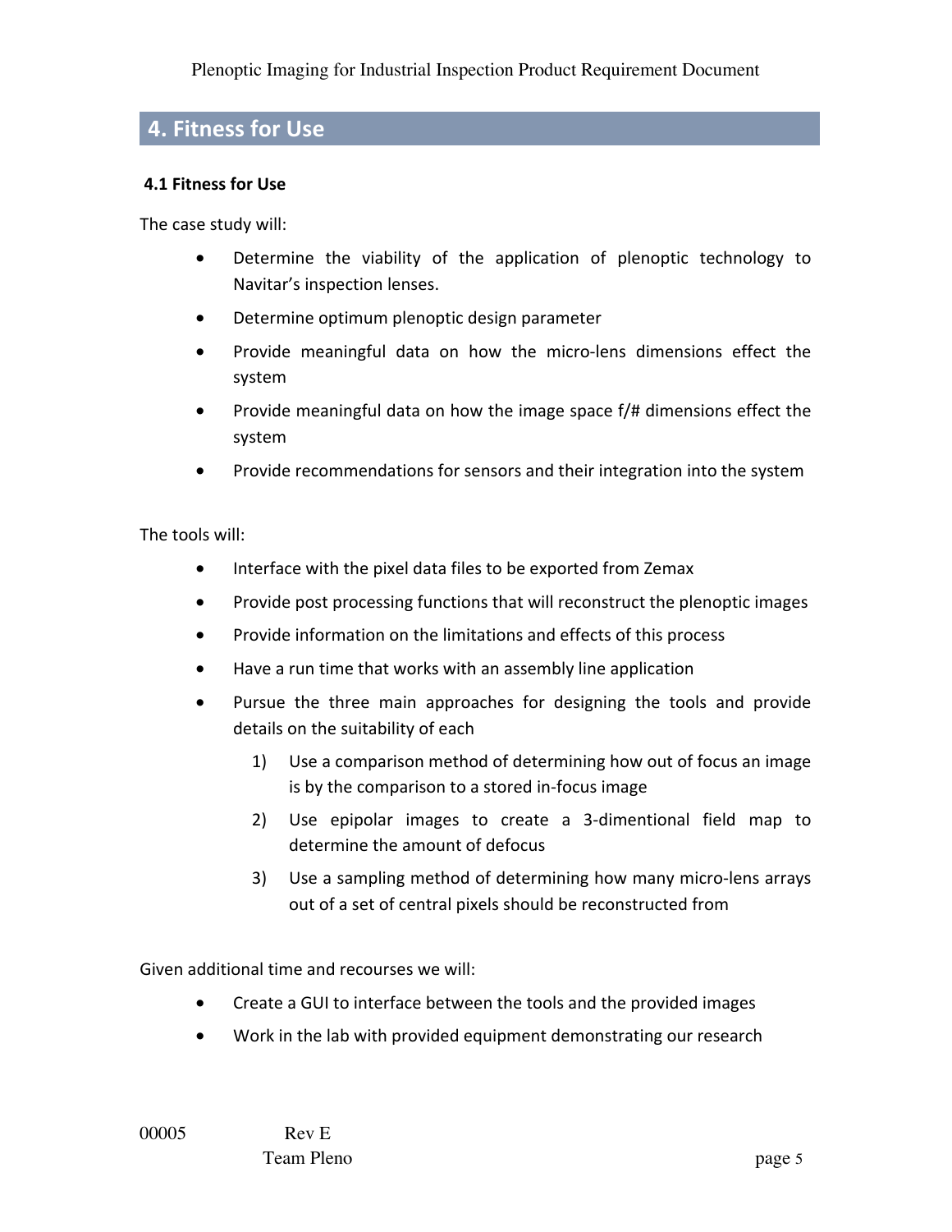## 4. Fitness for Use

### 4.1 Fitness for Use

The case study will:

- Determine the viability of the application of plenoptic technology to Navitar's inspection lenses.
- Determine optimum plenoptic design parameter
- Provide meaningful data on how the micro-lens dimensions effect the system
- Provide meaningful data on how the image space f/# dimensions effect the system
- Provide recommendations for sensors and their integration into the system

The tools will:

- Interface with the pixel data files to be exported from Zemax
- Provide post processing functions that will reconstruct the plenoptic images
- Provide information on the limitations and effects of this process
- Have a run time that works with an assembly line application
- Pursue the three main approaches for designing the tools and provide details on the suitability of each
  1) Use a comparison method of determining how out of focus an image is by the comparison to a stored in-focus image
  2) Use epipolar images to create a 3-dimentional field map to determine the amount of defocus
  3) Use a sampling method of determining how many micro-lens arrays out of a set of central pixels should be reconstructed from

Given additional time and recourses we will:

- Create a GUI to interface between the tools and the provided images
- Work in the lab with provided equipment demonstrating our research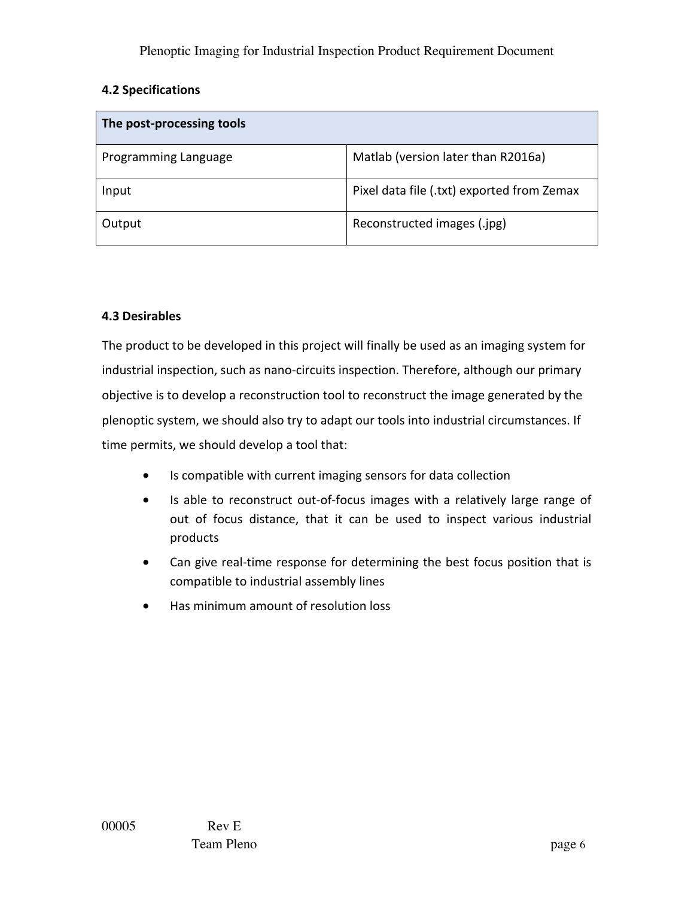### 4.2 Specifications

| The post-processing tools | |
| --- | --- |
| Programming Language | Matlab (version later than R2016a) |
| Input | Pixel data file (.txt) exported from Zemax |
| Output | Reconstructed images (.jpg) |

### 4.3 Desirables

The product to be developed in this project will finally be used as an imaging system for industrial inspection, such as nano-circuits inspection. Therefore, although our primary objective is to develop a reconstruction tool to reconstruct the image generated by the plenoptic system, we should also try to adapt our tools into industrial circumstances. If time permits, we should develop a tool that:

- Is compatible with current imaging sensors for data collection
- Is able to reconstruct out-of-focus images with a relatively large range of out of focus distance, that it can be used to inspect various industrial products
- Can give real-time response for determining the best focus position that is compatible to industrial assembly lines
- Has minimum amount of resolution loss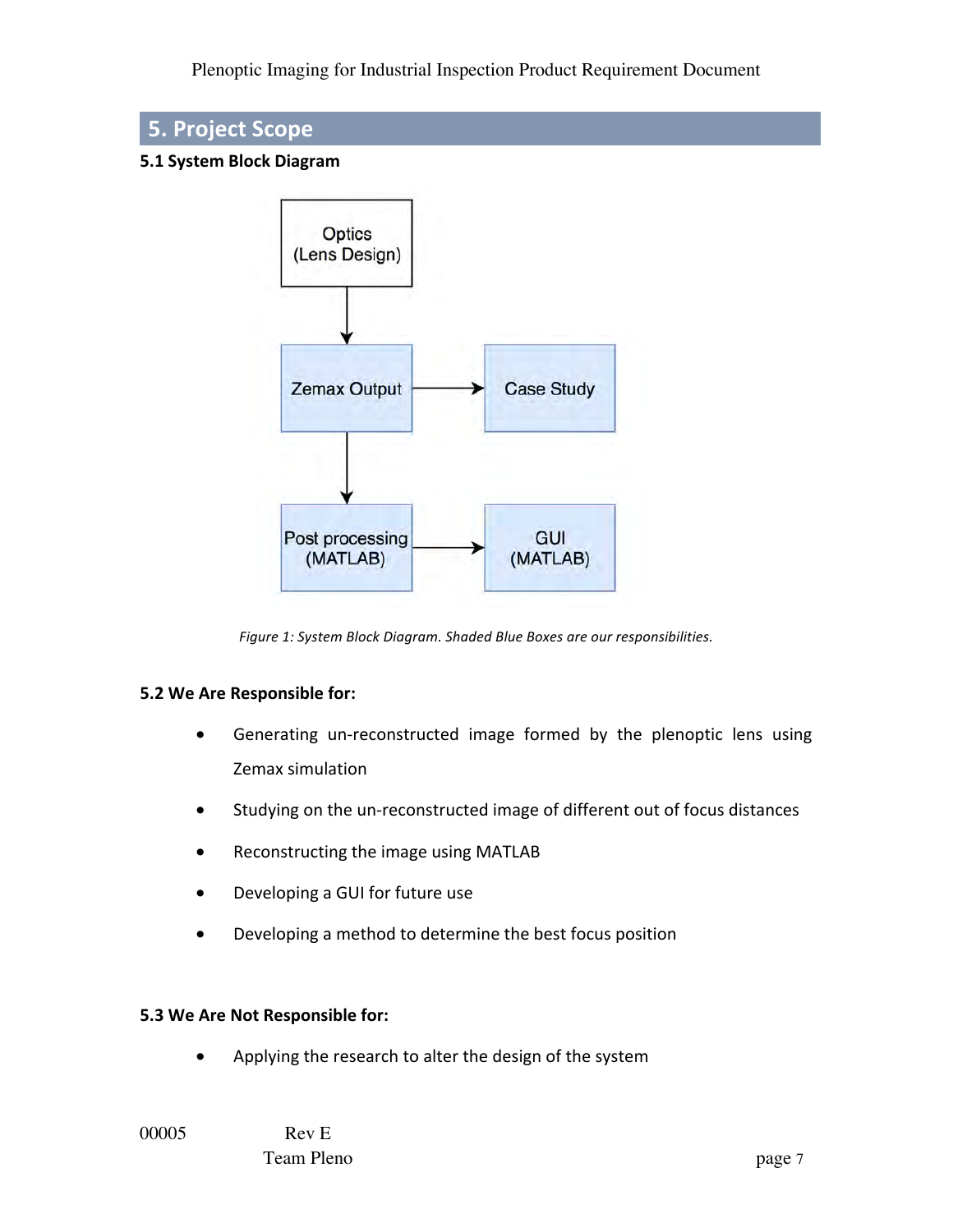## 5. Project Scope

### 5.1 System Block Diagram

Optics (Lens Design) → Zemax Output → Case Study

Zemax Output → Post processing (MATLAB) → GUI (MATLAB)

*Figure 1: System Block Diagram. Shaded Blue Boxes are our responsibilities.*

### 5.2 We Are Responsible for:

- Generating un-reconstructed image formed by the plenoptic lens using Zemax simulation
- Studying on the un-reconstructed image of different out of focus distances
- Reconstructing the image using MATLAB
- Developing a GUI for future use
- Developing a method to determine the best focus position

### 5.3 We Are Not Responsible for:

- Applying the research to alter the design of the system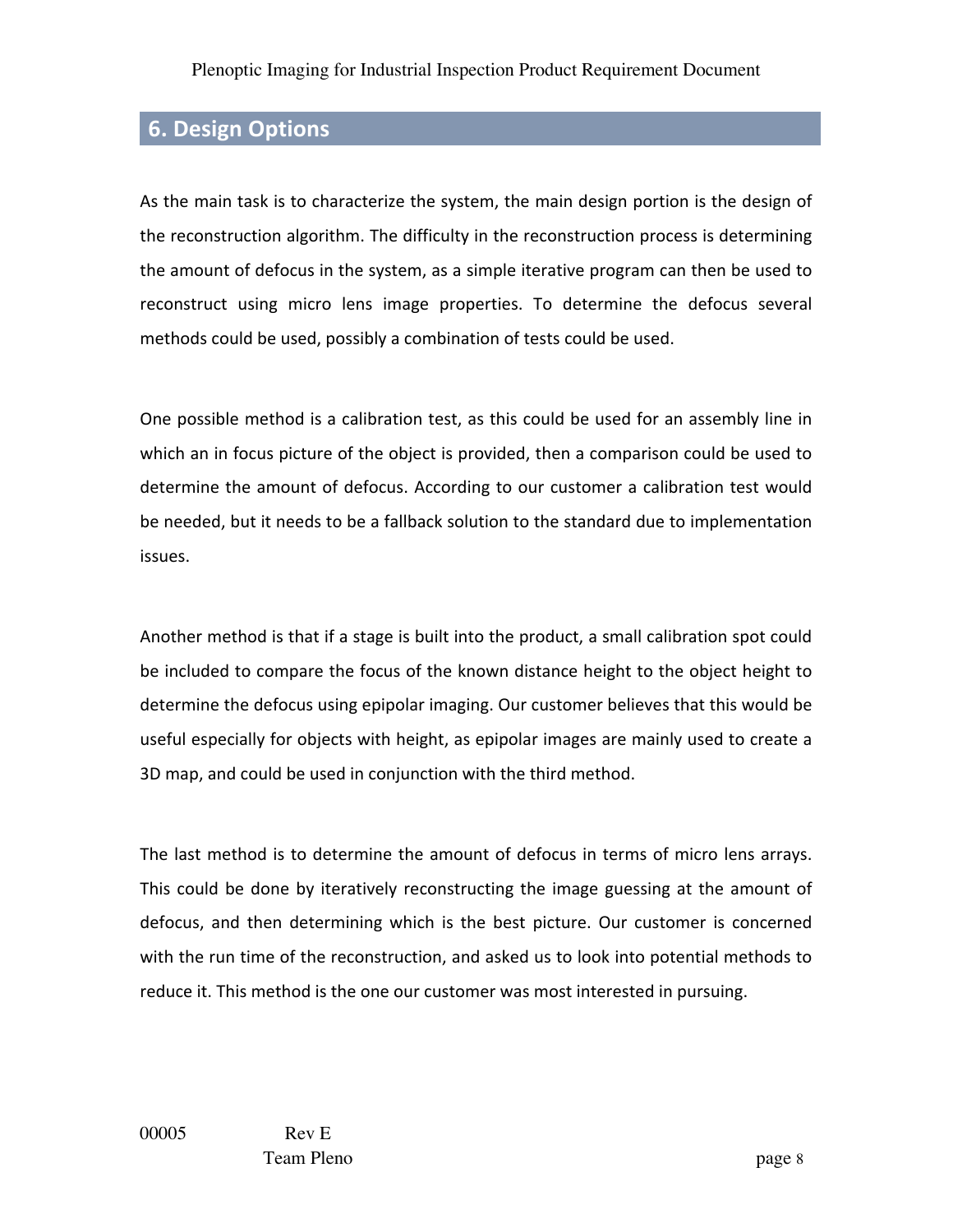## 6. Design Options

As the main task is to characterize the system, the main design portion is the design of the reconstruction algorithm. The difficulty in the reconstruction process is determining the amount of defocus in the system, as a simple iterative program can then be used to reconstruct using micro lens image properties. To determine the defocus several methods could be used, possibly a combination of tests could be used.

One possible method is a calibration test, as this could be used for an assembly line in which an in focus picture of the object is provided, then a comparison could be used to determine the amount of defocus. According to our customer a calibration test would be needed, but it needs to be a fallback solution to the standard due to implementation issues.

Another method is that if a stage is built into the product, a small calibration spot could be included to compare the focus of the known distance height to the object height to determine the defocus using epipolar imaging. Our customer believes that this would be useful especially for objects with height, as epipolar images are mainly used to create a 3D map, and could be used in conjunction with the third method.

The last method is to determine the amount of defocus in terms of micro lens arrays. This could be done by iteratively reconstructing the image guessing at the amount of defocus, and then determining which is the best picture. Our customer is concerned with the run time of the reconstruction, and asked us to look into potential methods to reduce it. This method is the one our customer was most interested in pursuing.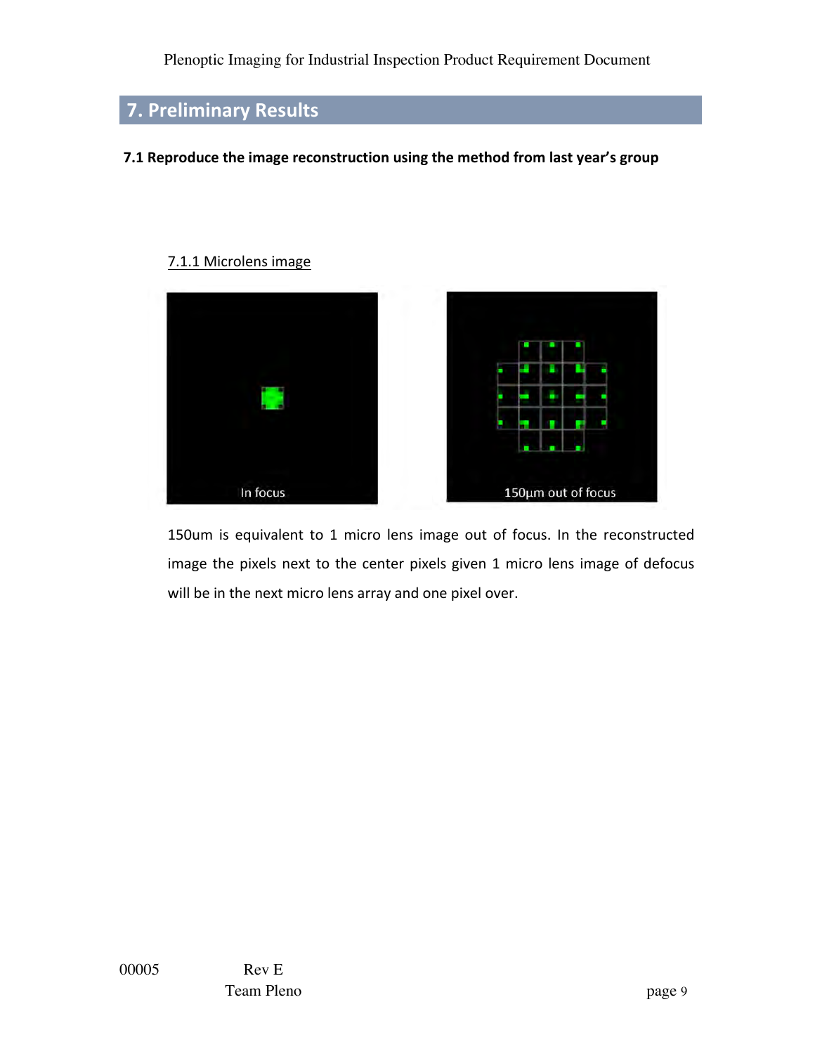## 7. Preliminary Results

### 7.1 Reproduce the image reconstruction using the method from last year's group

#### 7.1.1 Microlens image

In focus

150µm out of focus

150um is equivalent to 1 micro lens image out of focus. In the reconstructed image the pixels next to the center pixels given 1 micro lens image of defocus will be in the next micro lens array and one pixel over.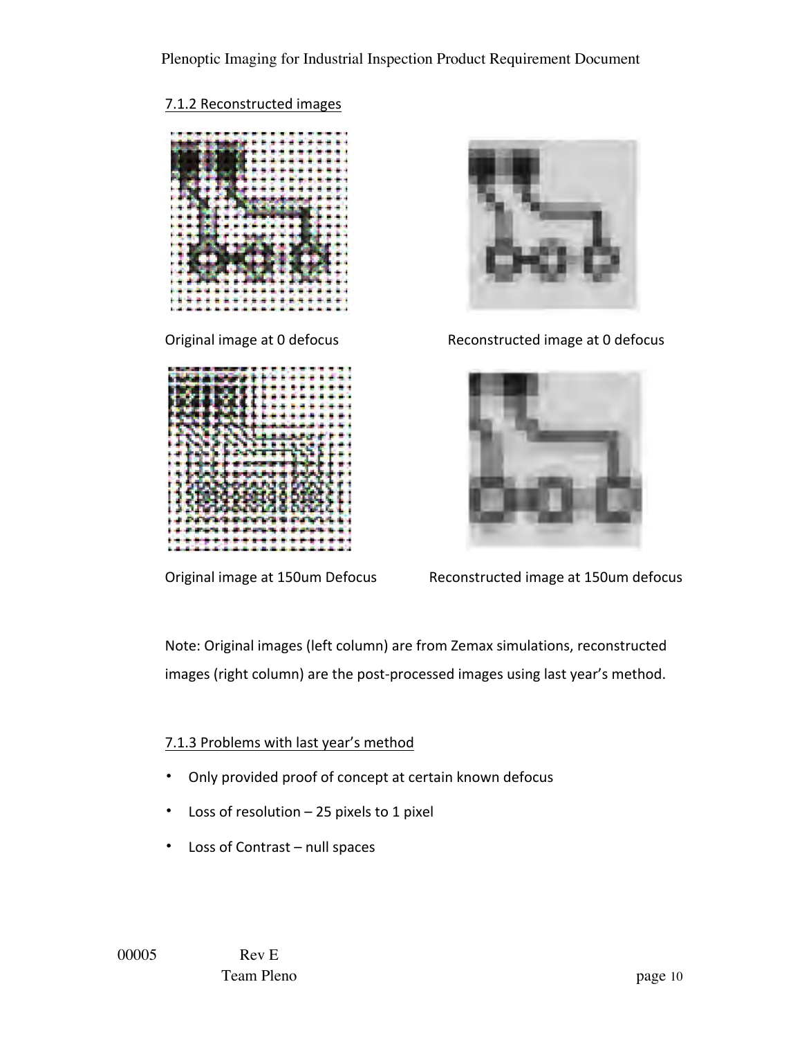7.1.2 Reconstructed images

Original image at 0 defocus

Reconstructed image at 0 defocus

Original image at 150um Defocus

Reconstructed image at 150um defocus

Note: Original images (left column) are from Zemax simulations, reconstructed images (right column) are the post-processed images using last year's method.

7.1.3 Problems with last year's method

- Only provided proof of concept at certain known defocus
- Loss of resolution – 25 pixels to 1 pixel
- Loss of Contrast – null spaces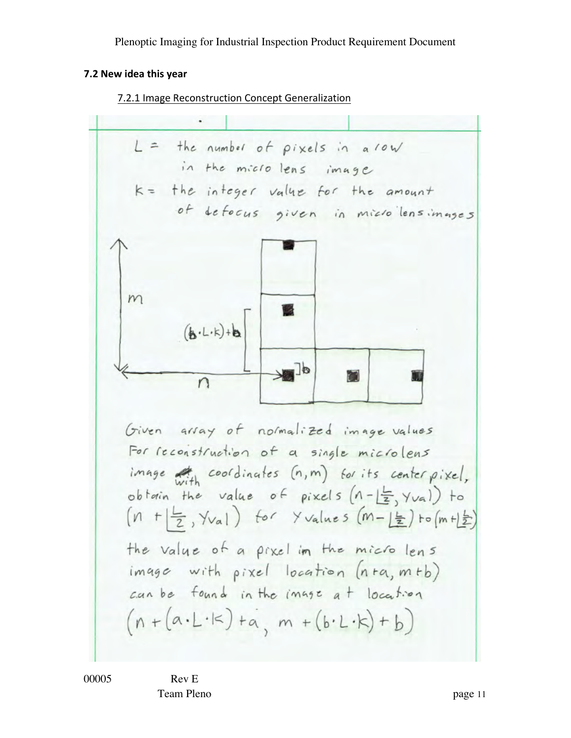### 7.2 New idea this year

#### 7.2.1 Image Reconstruction Concept Generalization

$L$ = the number of pixels in a row in the micro lens image

$k$ = the integer value for the amount of defocus given in micro lens images

$m$

$(b \cdot L \cdot k) + b$

$b$

$n$

Given array of normalized image values

For reconstruction of a single microlens image with coordinates $(n, m)$ for its center pixel, obtain the value of pixels $(n - \lfloor \frac{L}{2} \rfloor, Y_{val})$ to $(n + \lfloor \frac{L}{2} \rfloor, Y_{val})$ for $Y$ values $(m - \lfloor \frac{L}{2} \rfloor)$ to $(m + \lfloor \frac{L}{2} \rfloor)$

the value of a pixel in the micro lens image with pixel location $(n + a, m + b)$ can be found in the image at location

$$\left(n + (a \cdot L \cdot k) + a,\ m + (b \cdot L \cdot k) + b\right)$$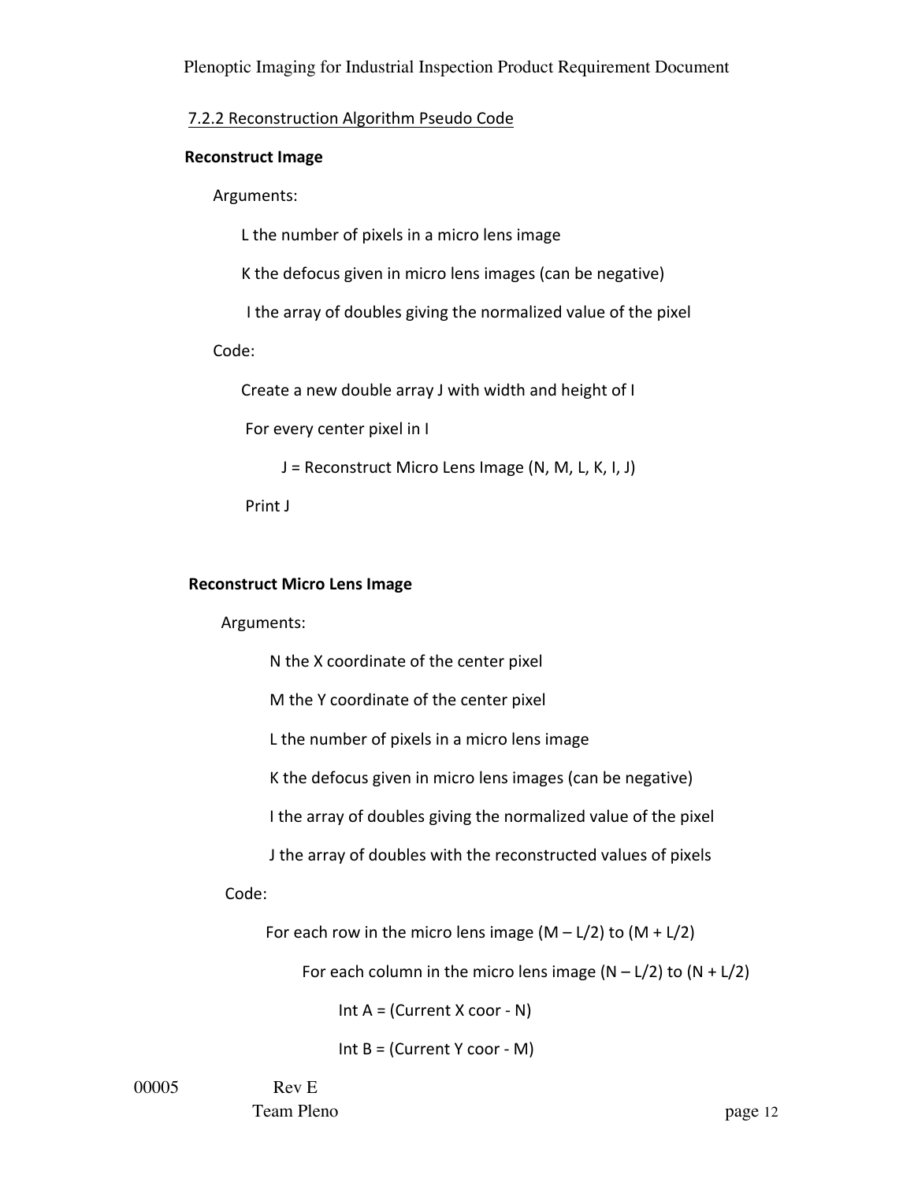### 7.2.2 Reconstruction Algorithm Pseudo Code

**Reconstruct Image**

Arguments:

L the number of pixels in a micro lens image

K the defocus given in micro lens images (can be negative)

I the array of doubles giving the normalized value of the pixel

Code:

Create a new double array J with width and height of I

For every center pixel in I

J = Reconstruct Micro Lens Image (N, M, L, K, I, J)

Print J

**Reconstruct Micro Lens Image**

Arguments:

N the X coordinate of the center pixel

M the Y coordinate of the center pixel

L the number of pixels in a micro lens image

K the defocus given in micro lens images (can be negative)

I the array of doubles giving the normalized value of the pixel

J the array of doubles with the reconstructed values of pixels

Code:

For each row in the micro lens image (M – L/2) to (M + L/2)

For each column in the micro lens image (N – L/2) to (N + L/2)

Int A = (Current X coor - N)

Int B = (Current Y coor - M)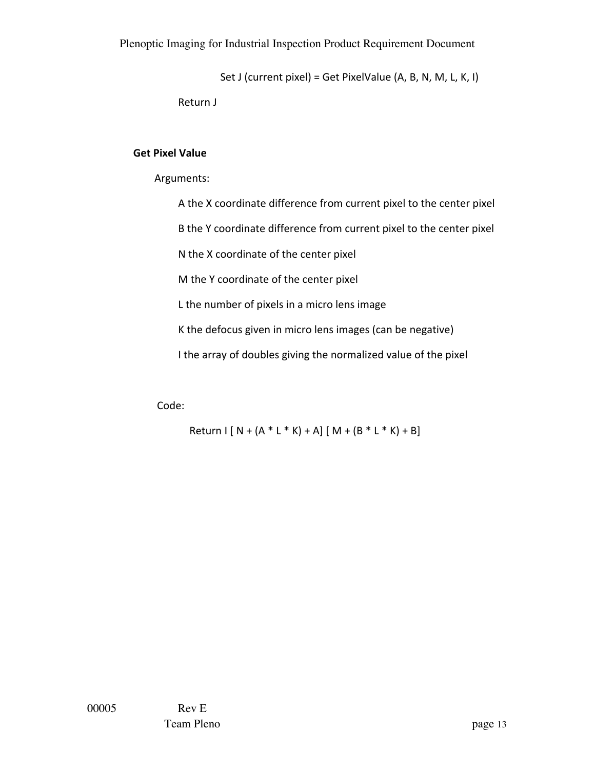Set J (current pixel) = Get PixelValue (A, B, N, M, L, K, I)

Return J

**Get Pixel Value**

Arguments:

A the X coordinate difference from current pixel to the center pixel

B the Y coordinate difference from current pixel to the center pixel

N the X coordinate of the center pixel

M the Y coordinate of the center pixel

L the number of pixels in a micro lens image

K the defocus given in micro lens images (can be negative)

I the array of doubles giving the normalized value of the pixel

Code:

```
Return I [ N + (A * L * K) + A] [ M + (B * L * K) + B]
```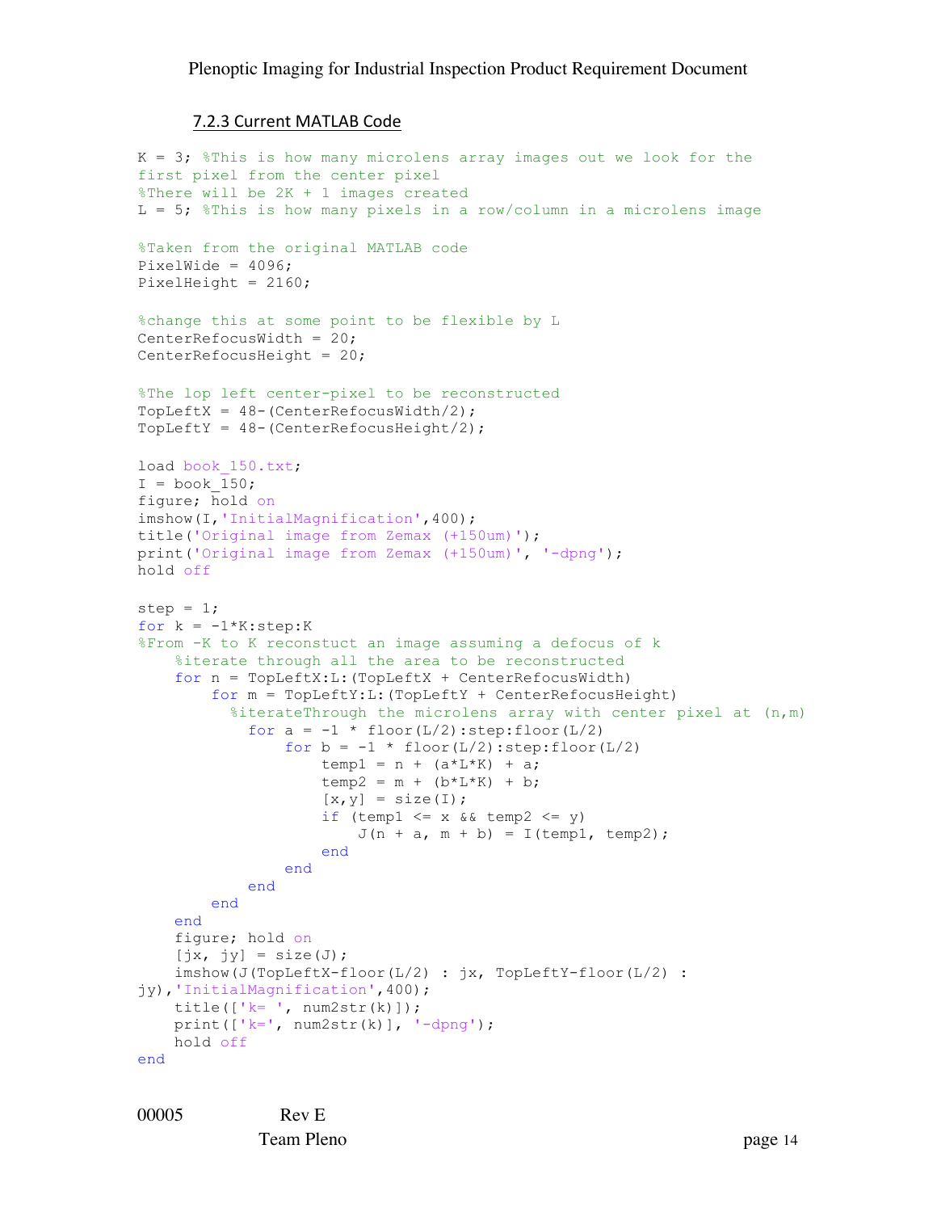### 7.2.3 Current MATLAB Code

```
K = 3; %This is how many microlens array images out we look for the
first pixel from the center pixel
%There will be 2K + 1 images created
L = 5; %This is how many pixels in a row/column in a microlens image

%Taken from the original MATLAB code
PixelWide = 4096;
PixelHeight = 2160;

%change this at some point to be flexible by L
CenterRefocusWidth = 20;
CenterRefocusHeight = 20;

%The lop left center-pixel to be reconstructed
TopLeftX = 48-(CenterRefocusWidth/2);
TopLeftY = 48-(CenterRefocusHeight/2);

load book_150.txt;
I = book_150;
figure; hold on
imshow(I,'InitialMagnification',400);
title('Original image from Zemax (+150um)');
print('Original image from Zemax (+150um)', '-dpng');
hold off

step = 1;
for k = -1*K:step:K
%From -K to K reconstuct an image assuming a defocus of k
    %iterate through all the area to be reconstructed
    for n = TopLeftX:L:(TopLeftX + CenterRefocusWidth)
        for m = TopLeftY:L:(TopLeftY + CenterRefocusHeight)
          %iterateThrough the microlens array with center pixel at (n,m)
            for a = -1 * floor(L/2):step:floor(L/2)
                for b = -1 * floor(L/2):step:floor(L/2)
                    temp1 = n + (a*L*K) + a;
                    temp2 = m + (b*L*K) + b;
                    [x,y] = size(I);
                    if (temp1 <= x && temp2 <= y)
                        J(n + a, m + b) = I(temp1, temp2);
                    end
                end
            end
        end
    end
    figure; hold on
    [jx, jy] = size(J);
    imshow(J(TopLeftX-floor(L/2) : jx, TopLeftY-floor(L/2) :
jy),'InitialMagnification',400);
    title(['k= ', num2str(k)]);
    print(['k=', num2str(k)], '-dpng');
    hold off
end
```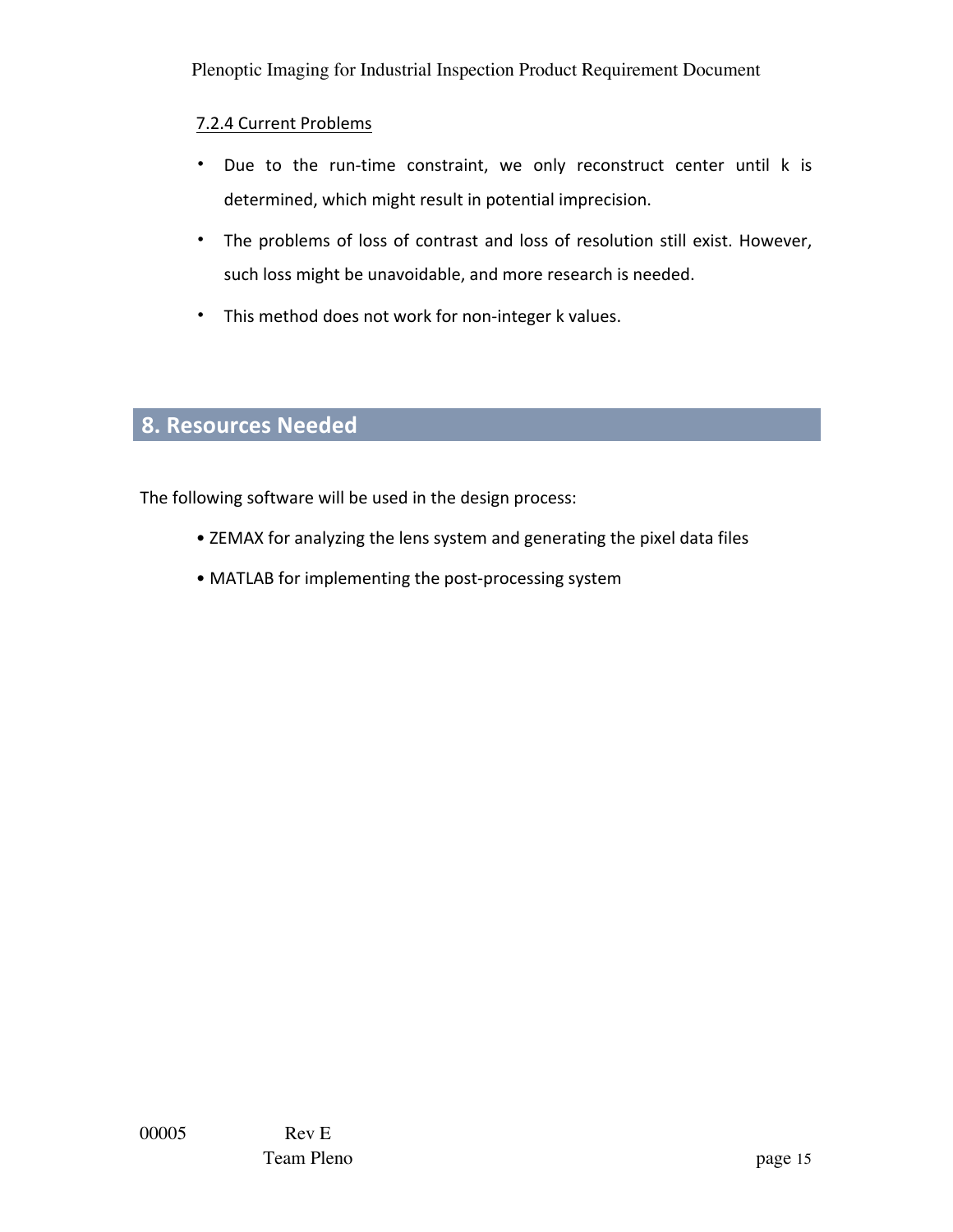#### 7.2.4 Current Problems

- Due to the run-time constraint, we only reconstruct center until k is determined, which might result in potential imprecision.
- The problems of loss of contrast and loss of resolution still exist. However, such loss might be unavoidable, and more research is needed.
- This method does not work for non-integer k values.

## 8. Resources Needed

The following software will be used in the design process:

- ZEMAX for analyzing the lens system and generating the pixel data files
- MATLAB for implementing the post-processing system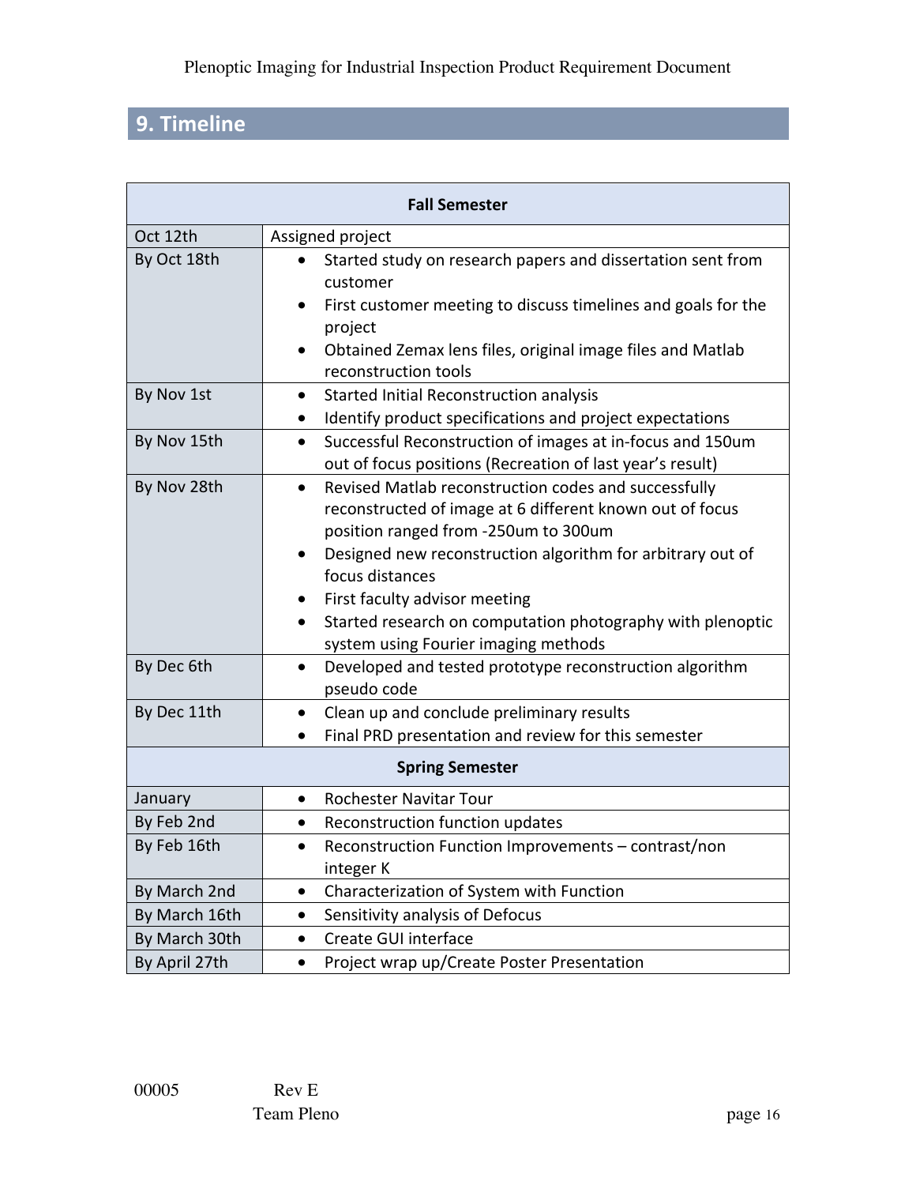## 9. Timeline

| Fall Semester | |
|---|---|
| Oct 12th | Assigned project |
| By Oct 18th | • Started study on research papers and dissertation sent from customer<br>• First customer meeting to discuss timelines and goals for the project<br>• Obtained Zemax lens files, original image files and Matlab reconstruction tools |
| By Nov 1st | • Started Initial Reconstruction analysis<br>• Identify product specifications and project expectations |
| By Nov 15th | • Successful Reconstruction of images at in-focus and 150um out of focus positions (Recreation of last year's result) |
| By Nov 28th | • Revised Matlab reconstruction codes and successfully reconstructed of image at 6 different known out of focus position ranged from -250um to 300um<br>• Designed new reconstruction algorithm for arbitrary out of focus distances<br>• First faculty advisor meeting<br>• Started research on computation photography with plenoptic system using Fourier imaging methods |
| By Dec 6th | • Developed and tested prototype reconstruction algorithm pseudo code |
| By Dec 11th | • Clean up and conclude preliminary results<br>• Final PRD presentation and review for this semester |
| **Spring Semester** | |
| January | • Rochester Navitar Tour |
| By Feb 2nd | • Reconstruction function updates |
| By Feb 16th | • Reconstruction Function Improvements – contrast/non integer K |
| By March 2nd | • Characterization of System with Function |
| By March 16th | • Sensitivity analysis of Defocus |
| By March 30th | • Create GUI interface |
| By April 27th | • Project wrap up/Create Poster Presentation |

00005 Rev E
Team Pleno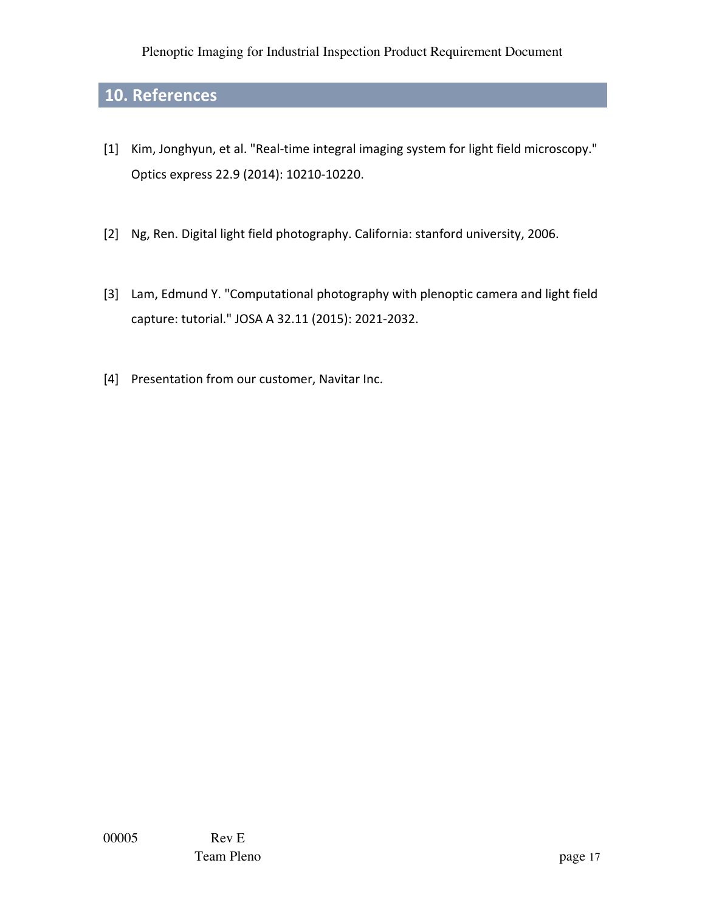## 10. References

[1] Kim, Jonghyun, et al. "Real-time integral imaging system for light field microscopy." Optics express 22.9 (2014): 10210-10220.

[2] Ng, Ren. Digital light field photography. California: stanford university, 2006.

[3] Lam, Edmund Y. "Computational photography with plenoptic camera and light field capture: tutorial." JOSA A 32.11 (2015): 2021-2032.

[4] Presentation from our customer, Navitar Inc.